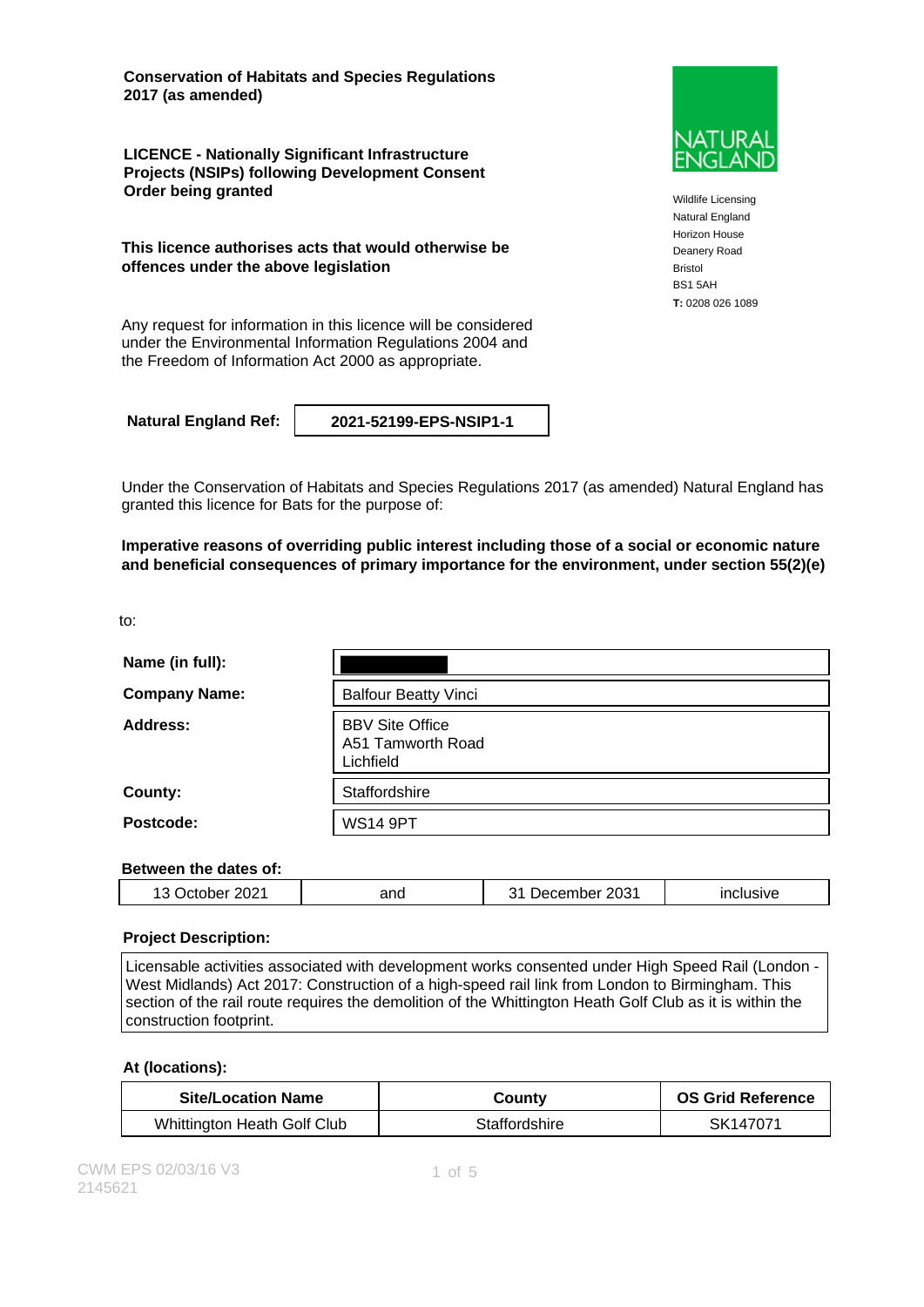**Conservation of Habitats and Species Regulations 2017 (as amended)**

**LICENCE - Nationally Significant Infrastructure Projects (NSIPs) following Development Consent Order being granted**

**This licence authorises acts that would otherwise be offences under the above legislation**

Any request for information in this licence will be considered under the Environmental Information Regulations 2004 and the Freedom of Information Act 2000 as appropriate.

NATURAL ENGLAND

Wildlife Licensing
Natural England
Horizon House
Deanery Road
Bristol
BS1 5AH
**T:** 0208 026 1089

| **Natural England Ref:** | **2021-52199-EPS-NSIP1-1** |
|---|---|

Under the Conservation of Habitats and Species Regulations 2017 (as amended) Natural England has granted this licence for Bats for the purpose of:

**Imperative reasons of overriding public interest including those of a social or economic nature and beneficial consequences of primary importance for the environment, under section 55(2)(e)**

to:

| | |
|---|---|
| **Name (in full):** | |
| **Company Name:** | Balfour Beatty Vinci |
| **Address:** | BBV Site Office<br>A51 Tamworth Road<br>Lichfield |
| **County:** | Staffordshire |
| **Postcode:** | WS14 9PT |

**Between the dates of:**

| 13 October 2021 | and | 31 December 2031 | inclusive |
|---|---|---|---|

**Project Description:**

Licensable activities associated with development works consented under High Speed Rail (London - West Midlands) Act 2017: Construction of a high-speed rail link from London to Birmingham. This section of the rail route requires the demolition of the Whittington Heath Golf Club as it is within the construction footprint.

**At (locations):**

| Site/Location Name | County | OS Grid Reference |
|---|---|---|
| Whittington Heath Golf Club | Staffordshire | SK147071 |

CWM EPS 02/03/16 V3
2145621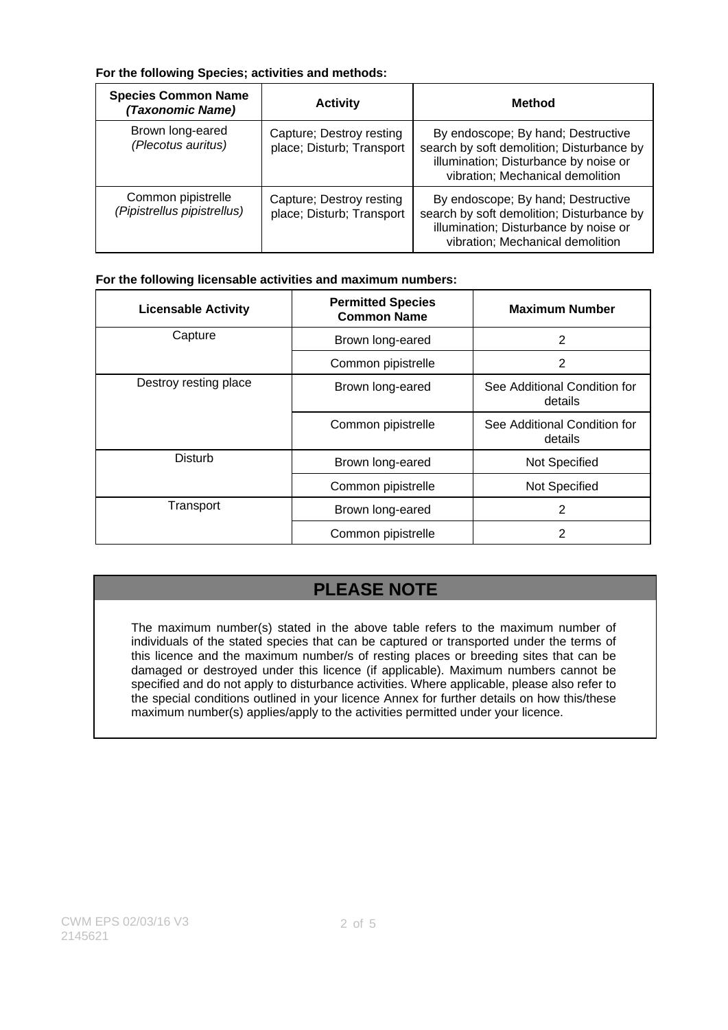**For the following Species; activities and methods:**

| Species Common Name *(Taxonomic Name)* | Activity | Method |
|---|---|---|
| Brown long-eared *(Plecotus auritus)* | Capture; Destroy resting place; Disturb; Transport | By endoscope; By hand; Destructive search by soft demolition; Disturbance by illumination; Disturbance by noise or vibration; Mechanical demolition |
| Common pipistrelle *(Pipistrellus pipistrellus)* | Capture; Destroy resting place; Disturb; Transport | By endoscope; By hand; Destructive search by soft demolition; Disturbance by illumination; Disturbance by noise or vibration; Mechanical demolition |

**For the following licensable activities and maximum numbers:**

| Licensable Activity | Permitted Species Common Name | Maximum Number |
|---|---|---|
| Capture | Brown long-eared | 2 |
| | Common pipistrelle | 2 |
| Destroy resting place | Brown long-eared | See Additional Condition for details |
| | Common pipistrelle | See Additional Condition for details |
| Disturb | Brown long-eared | Not Specified |
| | Common pipistrelle | Not Specified |
| Transport | Brown long-eared | 2 |
| | Common pipistrelle | 2 |

## PLEASE NOTE

The maximum number(s) stated in the above table refers to the maximum number of individuals of the stated species that can be captured or transported under the terms of this licence and the maximum number/s of resting places or breeding sites that can be damaged or destroyed under this licence (if applicable). Maximum numbers cannot be specified and do not apply to disturbance activities. Where applicable, please also refer to the special conditions outlined in your licence Annex for further details on how this/these maximum number(s) applies/apply to the activities permitted under your licence.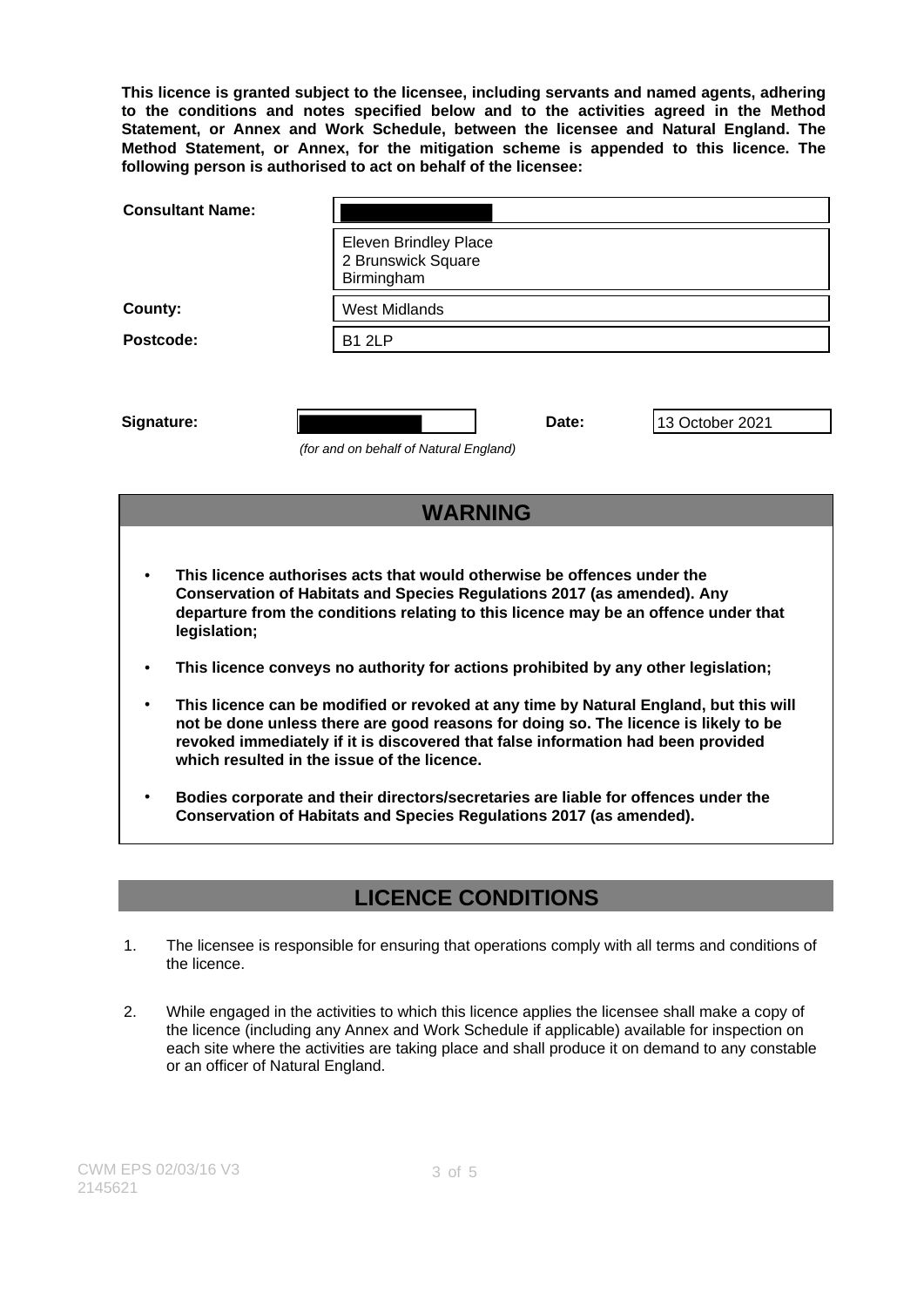**This licence is granted subject to the licensee, including servants and named agents, adhering to the conditions and notes specified below and to the activities agreed in the Method Statement, or Annex and Work Schedule, between the licensee and Natural England. The Method Statement, or Annex, for the mitigation scheme is appended to this licence. The following person is authorised to act on behalf of the licensee:**

| | |
|---|---|
| **Consultant Name:** | |
| | Eleven Brindley Place<br>2 Brunswick Square<br>Birmingham |
| **County:** | West Midlands |
| **Postcode:** | B1 2LP |

**Signature:** _(for and on behalf of Natural England)_ **Date:** 13 October 2021

## WARNING

- **This licence authorises acts that would otherwise be offences under the Conservation of Habitats and Species Regulations 2017 (as amended). Any departure from the conditions relating to this licence may be an offence under that legislation;**
- **This licence conveys no authority for actions prohibited by any other legislation;**
- **This licence can be modified or revoked at any time by Natural England, but this will not be done unless there are good reasons for doing so. The licence is likely to be revoked immediately if it is discovered that false information had been provided which resulted in the issue of the licence.**
- **Bodies corporate and their directors/secretaries are liable for offences under the Conservation of Habitats and Species Regulations 2017 (as amended).**

## LICENCE CONDITIONS

1. The licensee is responsible for ensuring that operations comply with all terms and conditions of the licence.

2. While engaged in the activities to which this licence applies the licensee shall make a copy of the licence (including any Annex and Work Schedule if applicable) available for inspection on each site where the activities are taking place and shall produce it on demand to any constable or an officer of Natural England.

CWM EPS 02/03/16 V3
2145621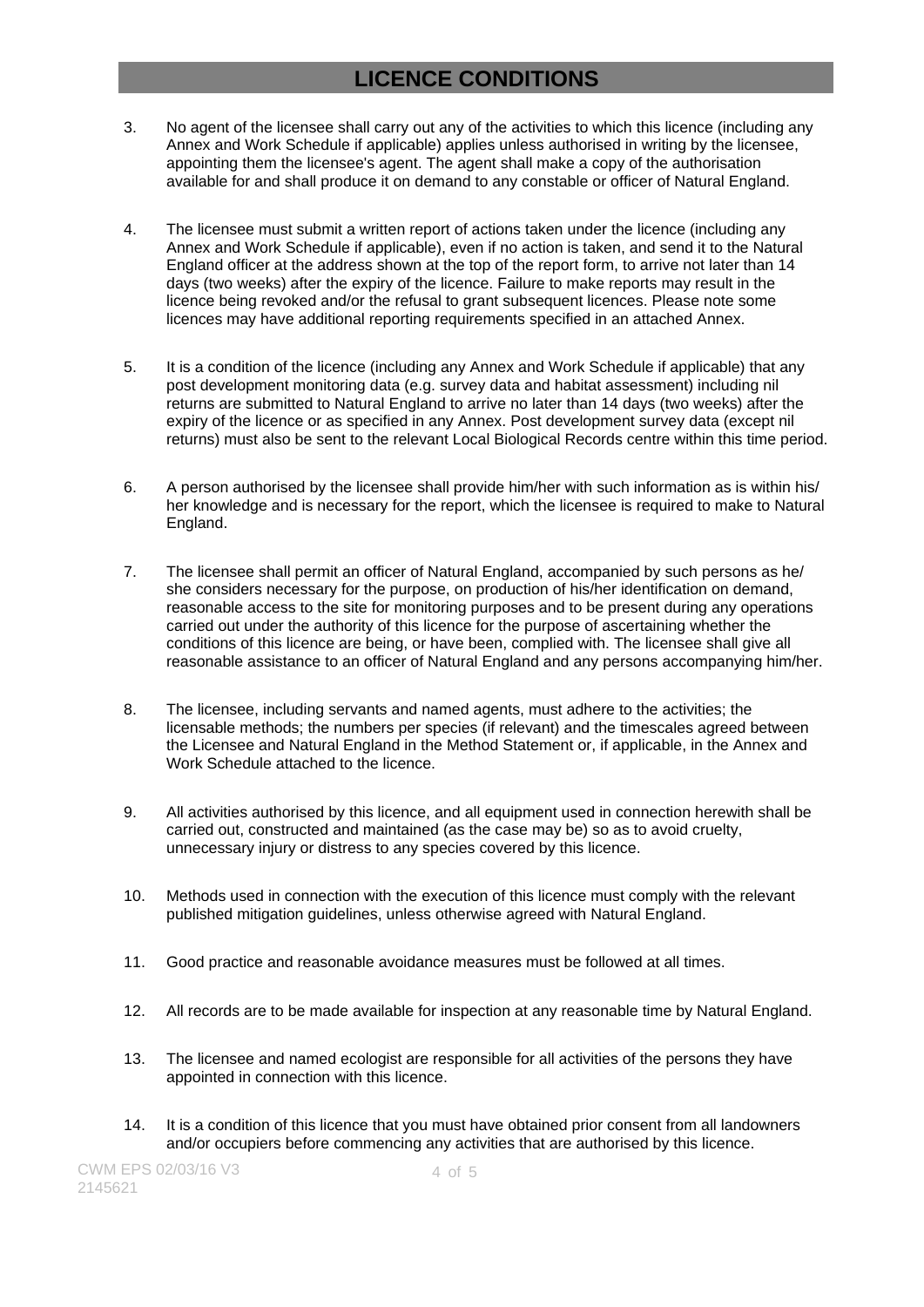# LICENCE CONDITIONS

3. No agent of the licensee shall carry out any of the activities to which this licence (including any Annex and Work Schedule if applicable) applies unless authorised in writing by the licensee, appointing them the licensee's agent. The agent shall make a copy of the authorisation available for and shall produce it on demand to any constable or officer of Natural England.

4. The licensee must submit a written report of actions taken under the licence (including any Annex and Work Schedule if applicable), even if no action is taken, and send it to the Natural England officer at the address shown at the top of the report form, to arrive not later than 14 days (two weeks) after the expiry of the licence. Failure to make reports may result in the licence being revoked and/or the refusal to grant subsequent licences. Please note some licences may have additional reporting requirements specified in an attached Annex.

5. It is a condition of the licence (including any Annex and Work Schedule if applicable) that any post development monitoring data (e.g. survey data and habitat assessment) including nil returns are submitted to Natural England to arrive no later than 14 days (two weeks) after the expiry of the licence or as specified in any Annex. Post development survey data (except nil returns) must also be sent to the relevant Local Biological Records centre within this time period.

6. A person authorised by the licensee shall provide him/her with such information as is within his/ her knowledge and is necessary for the report, which the licensee is required to make to Natural England.

7. The licensee shall permit an officer of Natural England, accompanied by such persons as he/ she considers necessary for the purpose, on production of his/her identification on demand, reasonable access to the site for monitoring purposes and to be present during any operations carried out under the authority of this licence for the purpose of ascertaining whether the conditions of this licence are being, or have been, complied with. The licensee shall give all reasonable assistance to an officer of Natural England and any persons accompanying him/her.

8. The licensee, including servants and named agents, must adhere to the activities; the licensable methods; the numbers per species (if relevant) and the timescales agreed between the Licensee and Natural England in the Method Statement or, if applicable, in the Annex and Work Schedule attached to the licence.

9. All activities authorised by this licence, and all equipment used in connection herewith shall be carried out, constructed and maintained (as the case may be) so as to avoid cruelty, unnecessary injury or distress to any species covered by this licence.

10. Methods used in connection with the execution of this licence must comply with the relevant published mitigation guidelines, unless otherwise agreed with Natural England.

11. Good practice and reasonable avoidance measures must be followed at all times.

12. All records are to be made available for inspection at any reasonable time by Natural England.

13. The licensee and named ecologist are responsible for all activities of the persons they have appointed in connection with this licence.

14. It is a condition of this licence that you must have obtained prior consent from all landowners and/or occupiers before commencing any activities that are authorised by this licence.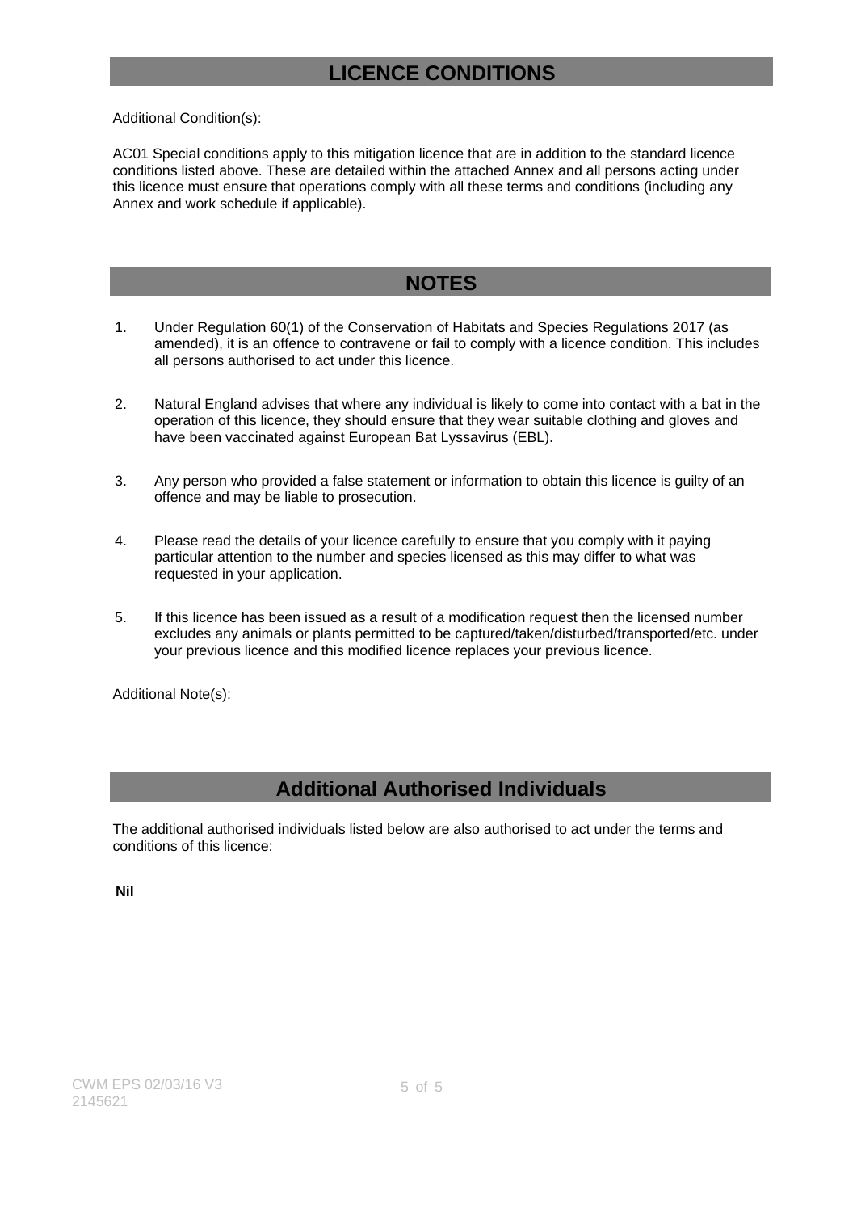## LICENCE CONDITIONS

Additional Condition(s):

AC01 Special conditions apply to this mitigation licence that are in addition to the standard licence conditions listed above. These are detailed within the attached Annex and all persons acting under this licence must ensure that operations comply with all these terms and conditions (including any Annex and work schedule if applicable).

## NOTES

1. Under Regulation 60(1) of the Conservation of Habitats and Species Regulations 2017 (as amended), it is an offence to contravene or fail to comply with a licence condition. This includes all persons authorised to act under this licence.
2. Natural England advises that where any individual is likely to come into contact with a bat in the operation of this licence, they should ensure that they wear suitable clothing and gloves and have been vaccinated against European Bat Lyssavirus (EBL).
3. Any person who provided a false statement or information to obtain this licence is guilty of an offence and may be liable to prosecution.
4. Please read the details of your licence carefully to ensure that you comply with it paying particular attention to the number and species licensed as this may differ to what was requested in your application.
5. If this licence has been issued as a result of a modification request then the licensed number excludes any animals or plants permitted to be captured/taken/disturbed/transported/etc. under your previous licence and this modified licence replaces your previous licence.

Additional Note(s):

## Additional Authorised Individuals

The additional authorised individuals listed below are also authorised to act under the terms and conditions of this licence:

**Nil**

CWM EPS 02/03/16 V3
2145621